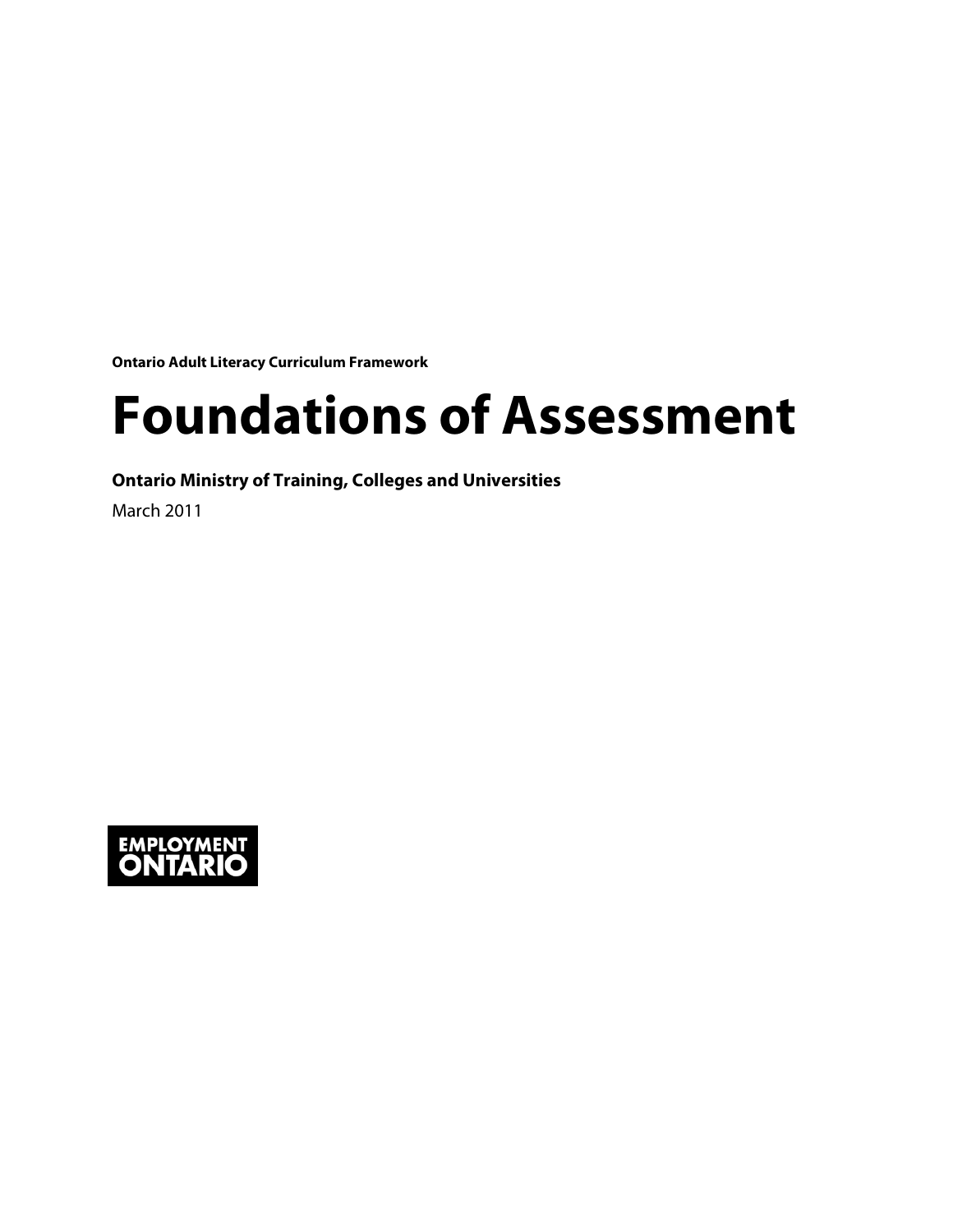**Ontario Adult Literacy Curriculum Framework**

# Foundations of Assessment

**Ontario Ministry of Training, Colleges and Universities**

March 2011

**EMPLOYMENT ONTARIO**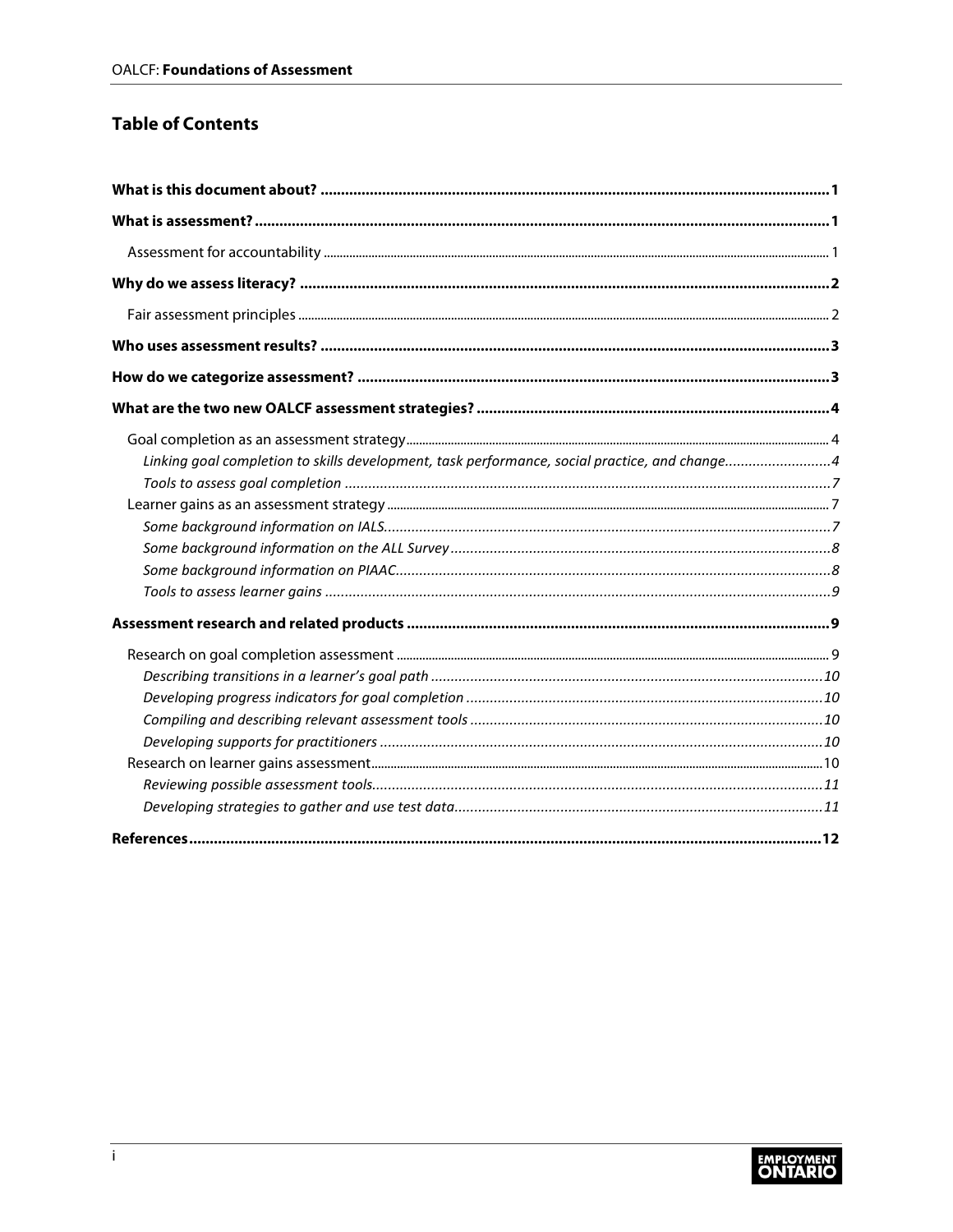## Table of Contents

**What is this document about?** ........................................ **1**

**What is assessment?** ........................................ **1**

- Assessment for accountability ........................................ 1

**Why do we assess literacy?** ........................................ **2**

- Fair assessment principles ........................................ 2

**Who uses assessment results?** ........................................ **3**

**How do we categorize assessment?** ........................................ **3**

**What are the two new OALCF assessment strategies?** ........................................ **4**

- Goal completion as an assessment strategy ........................................ 4
  - *Linking goal completion to skills development, task performance, social practice, and change* ........................................ *4*
  - *Tools to assess goal completion* ........................................ *7*
- Learner gains as an assessment strategy ........................................ 7
  - *Some background information on IALS* ........................................ *7*
  - *Some background information on the ALL Survey* ........................................ *8*
  - *Some background information on PIAAC* ........................................ *8*
  - *Tools to assess learner gains* ........................................ *9*

**Assessment research and related products** ........................................ **9**

- Research on goal completion assessment ........................................ 9
  - *Describing transitions in a learner's goal path* ........................................ *10*
  - *Developing progress indicators for goal completion* ........................................ *10*
  - *Compiling and describing relevant assessment tools* ........................................ *10*
  - *Developing supports for practitioners* ........................................ *10*
- Research on learner gains assessment ........................................ 10
  - *Reviewing possible assessment tools* ........................................ *11*
  - *Developing strategies to gather and use test data* ........................................ *11*

**References** ........................................ **12**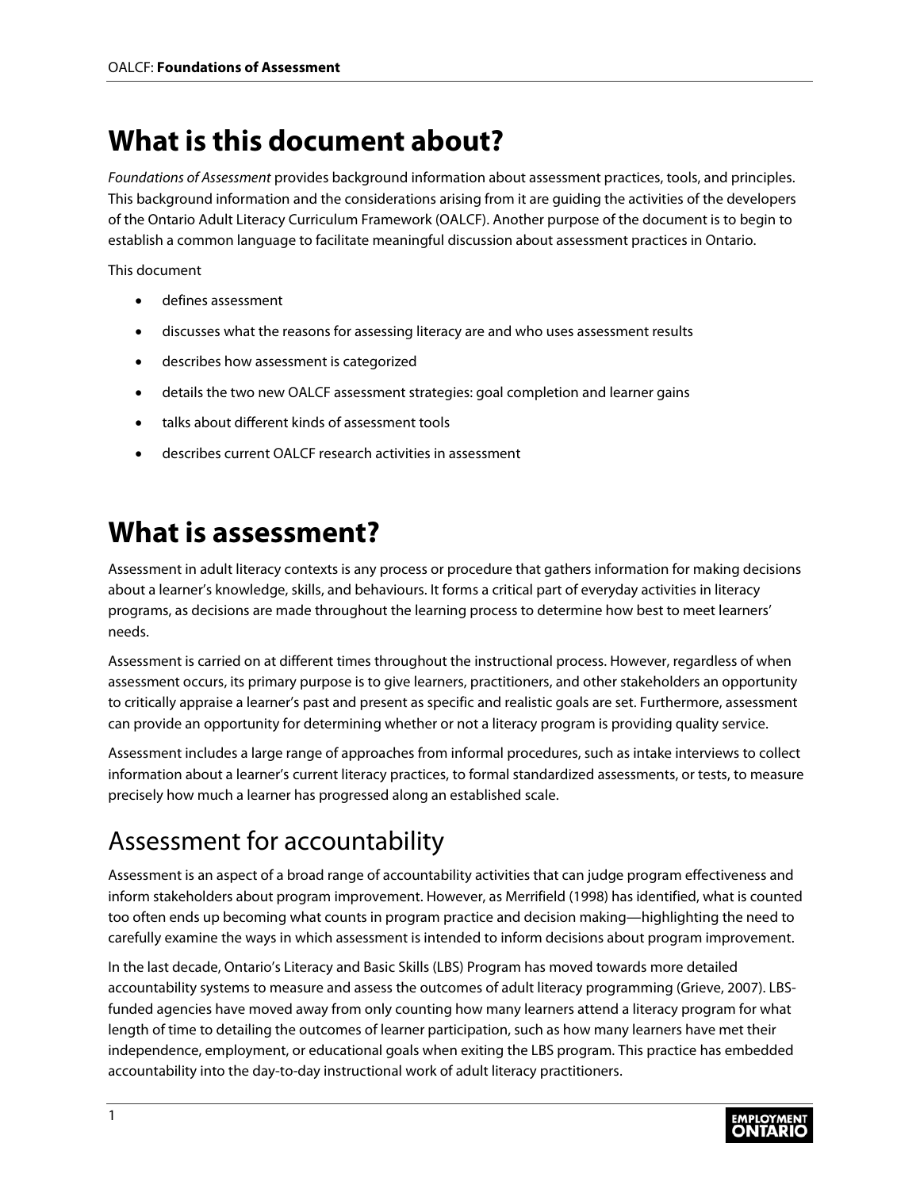# What is this document about?

*Foundations of Assessment* provides background information about assessment practices, tools, and principles. This background information and the considerations arising from it are guiding the activities of the developers of the Ontario Adult Literacy Curriculum Framework (OALCF). Another purpose of the document is to begin to establish a common language to facilitate meaningful discussion about assessment practices in Ontario.

This document

- defines assessment
- discusses what the reasons for assessing literacy are and who uses assessment results
- describes how assessment is categorized
- details the two new OALCF assessment strategies: goal completion and learner gains
- talks about different kinds of assessment tools
- describes current OALCF research activities in assessment

# What is assessment?

Assessment in adult literacy contexts is any process or procedure that gathers information for making decisions about a learner's knowledge, skills, and behaviours. It forms a critical part of everyday activities in literacy programs, as decisions are made throughout the learning process to determine how best to meet learners' needs.

Assessment is carried on at different times throughout the instructional process. However, regardless of when assessment occurs, its primary purpose is to give learners, practitioners, and other stakeholders an opportunity to critically appraise a learner's past and present as specific and realistic goals are set. Furthermore, assessment can provide an opportunity for determining whether or not a literacy program is providing quality service.

Assessment includes a large range of approaches from informal procedures, such as intake interviews to collect information about a learner's current literacy practices, to formal standardized assessments, or tests, to measure precisely how much a learner has progressed along an established scale.

## Assessment for accountability

Assessment is an aspect of a broad range of accountability activities that can judge program effectiveness and inform stakeholders about program improvement. However, as Merrifield (1998) has identified, what is counted too often ends up becoming what counts in program practice and decision making—highlighting the need to carefully examine the ways in which assessment is intended to inform decisions about program improvement.

In the last decade, Ontario's Literacy and Basic Skills (LBS) Program has moved towards more detailed accountability systems to measure and assess the outcomes of adult literacy programming (Grieve, 2007). LBS-funded agencies have moved away from only counting how many learners attend a literacy program for what length of time to detailing the outcomes of learner participation, such as how many learners have met their independence, employment, or educational goals when exiting the LBS program. This practice has embedded accountability into the day-to-day instructional work of adult literacy practitioners.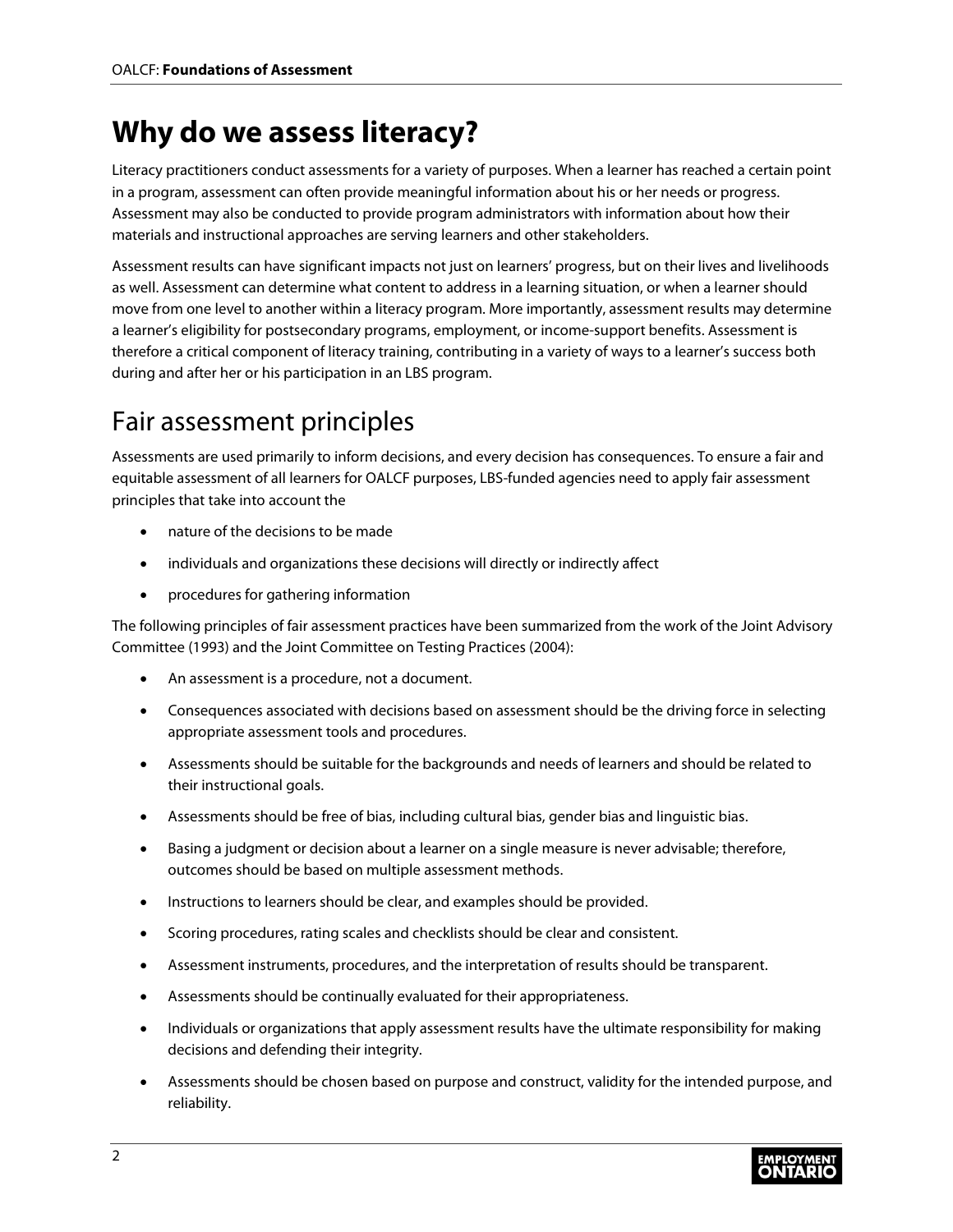# Why do we assess literacy?

Literacy practitioners conduct assessments for a variety of purposes. When a learner has reached a certain point in a program, assessment can often provide meaningful information about his or her needs or progress. Assessment may also be conducted to provide program administrators with information about how their materials and instructional approaches are serving learners and other stakeholders.

Assessment results can have significant impacts not just on learners' progress, but on their lives and livelihoods as well. Assessment can determine what content to address in a learning situation, or when a learner should move from one level to another within a literacy program. More importantly, assessment results may determine a learner's eligibility for postsecondary programs, employment, or income-support benefits. Assessment is therefore a critical component of literacy training, contributing in a variety of ways to a learner's success both during and after her or his participation in an LBS program.

## Fair assessment principles

Assessments are used primarily to inform decisions, and every decision has consequences. To ensure a fair and equitable assessment of all learners for OALCF purposes, LBS-funded agencies need to apply fair assessment principles that take into account the

- nature of the decisions to be made
- individuals and organizations these decisions will directly or indirectly affect
- procedures for gathering information

The following principles of fair assessment practices have been summarized from the work of the Joint Advisory Committee (1993) and the Joint Committee on Testing Practices (2004):

- An assessment is a procedure, not a document.
- Consequences associated with decisions based on assessment should be the driving force in selecting appropriate assessment tools and procedures.
- Assessments should be suitable for the backgrounds and needs of learners and should be related to their instructional goals.
- Assessments should be free of bias, including cultural bias, gender bias and linguistic bias.
- Basing a judgment or decision about a learner on a single measure is never advisable; therefore, outcomes should be based on multiple assessment methods.
- Instructions to learners should be clear, and examples should be provided.
- Scoring procedures, rating scales and checklists should be clear and consistent.
- Assessment instruments, procedures, and the interpretation of results should be transparent.
- Assessments should be continually evaluated for their appropriateness.
- Individuals or organizations that apply assessment results have the ultimate responsibility for making decisions and defending their integrity.
- Assessments should be chosen based on purpose and construct, validity for the intended purpose, and reliability.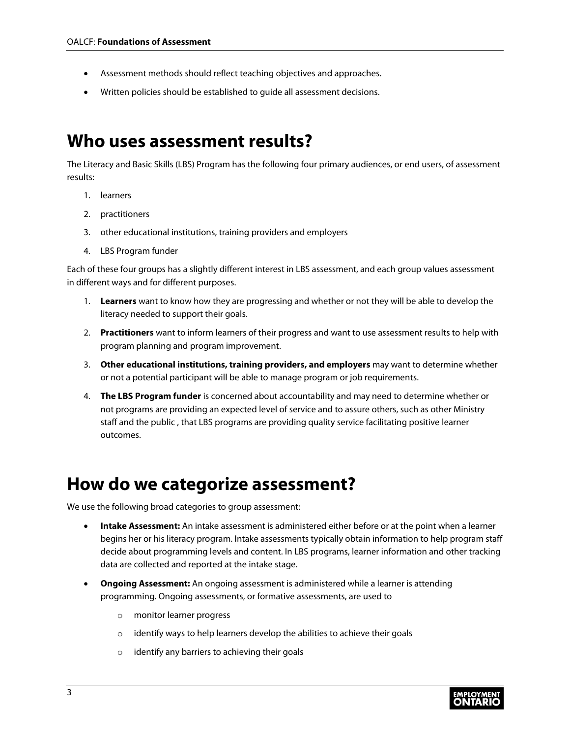- Assessment methods should reflect teaching objectives and approaches.
- Written policies should be established to guide all assessment decisions.

# Who uses assessment results?

The Literacy and Basic Skills (LBS) Program has the following four primary audiences, or end users, of assessment results:

1. learners
2. practitioners
3. other educational institutions, training providers and employers
4. LBS Program funder

Each of these four groups has a slightly different interest in LBS assessment, and each group values assessment in different ways and for different purposes.

1. **Learners** want to know how they are progressing and whether or not they will be able to develop the literacy needed to support their goals.
2. **Practitioners** want to inform learners of their progress and want to use assessment results to help with program planning and program improvement.
3. **Other educational institutions, training providers, and employers** may want to determine whether or not a potential participant will be able to manage program or job requirements.
4. **The LBS Program funder** is concerned about accountability and may need to determine whether or not programs are providing an expected level of service and to assure others, such as other Ministry staff and the public , that LBS programs are providing quality service facilitating positive learner outcomes.

# How do we categorize assessment?

We use the following broad categories to group assessment:

- **Intake Assessment:** An intake assessment is administered either before or at the point when a learner begins her or his literacy program. Intake assessments typically obtain information to help program staff decide about programming levels and content. In LBS programs, learner information and other tracking data are collected and reported at the intake stage.
- **Ongoing Assessment:** An ongoing assessment is administered while a learner is attending programming. Ongoing assessments, or formative assessments, are used to
  - monitor learner progress
  - identify ways to help learners develop the abilities to achieve their goals
  - identify any barriers to achieving their goals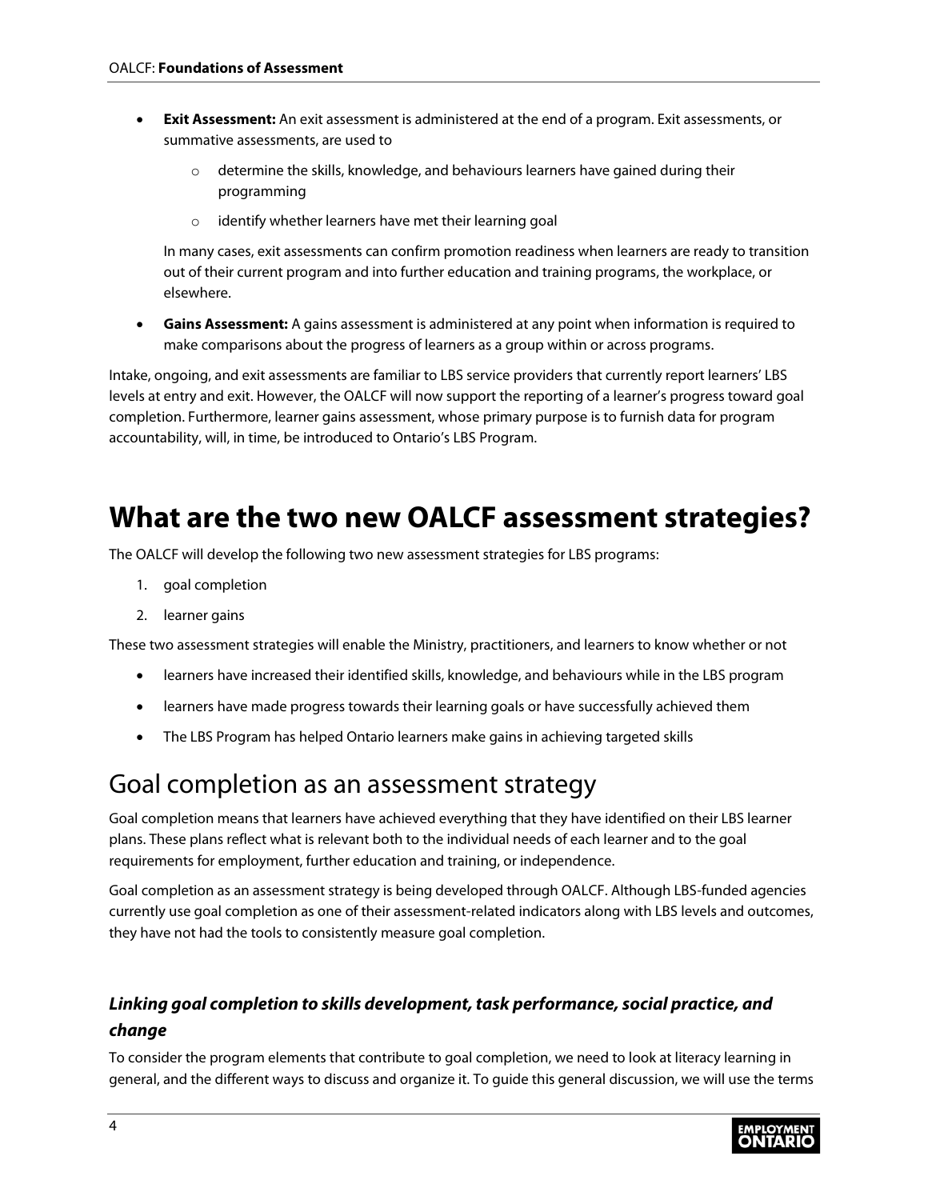- **Exit Assessment:** An exit assessment is administered at the end of a program. Exit assessments, or summative assessments, are used to
    - determine the skills, knowledge, and behaviours learners have gained during their programming
    - identify whether learners have met their learning goal

  In many cases, exit assessments can confirm promotion readiness when learners are ready to transition out of their current program and into further education and training programs, the workplace, or elsewhere.

- **Gains Assessment:** A gains assessment is administered at any point when information is required to make comparisons about the progress of learners as a group within or across programs.

Intake, ongoing, and exit assessments are familiar to LBS service providers that currently report learners' LBS levels at entry and exit. However, the OALCF will now support the reporting of a learner's progress toward goal completion. Furthermore, learner gains assessment, whose primary purpose is to furnish data for program accountability, will, in time, be introduced to Ontario's LBS Program.

# What are the two new OALCF assessment strategies?

The OALCF will develop the following two new assessment strategies for LBS programs:

1. goal completion
2. learner gains

These two assessment strategies will enable the Ministry, practitioners, and learners to know whether or not

- learners have increased their identified skills, knowledge, and behaviours while in the LBS program
- learners have made progress towards their learning goals or have successfully achieved them
- The LBS Program has helped Ontario learners make gains in achieving targeted skills

## Goal completion as an assessment strategy

Goal completion means that learners have achieved everything that they have identified on their LBS learner plans. These plans reflect what is relevant both to the individual needs of each learner and to the goal requirements for employment, further education and training, or independence.

Goal completion as an assessment strategy is being developed through OALCF. Although LBS-funded agencies currently use goal completion as one of their assessment-related indicators along with LBS levels and outcomes, they have not had the tools to consistently measure goal completion.

### *Linking goal completion to skills development, task performance, social practice, and change*

To consider the program elements that contribute to goal completion, we need to look at literacy learning in general, and the different ways to discuss and organize it. To guide this general discussion, we will use the terms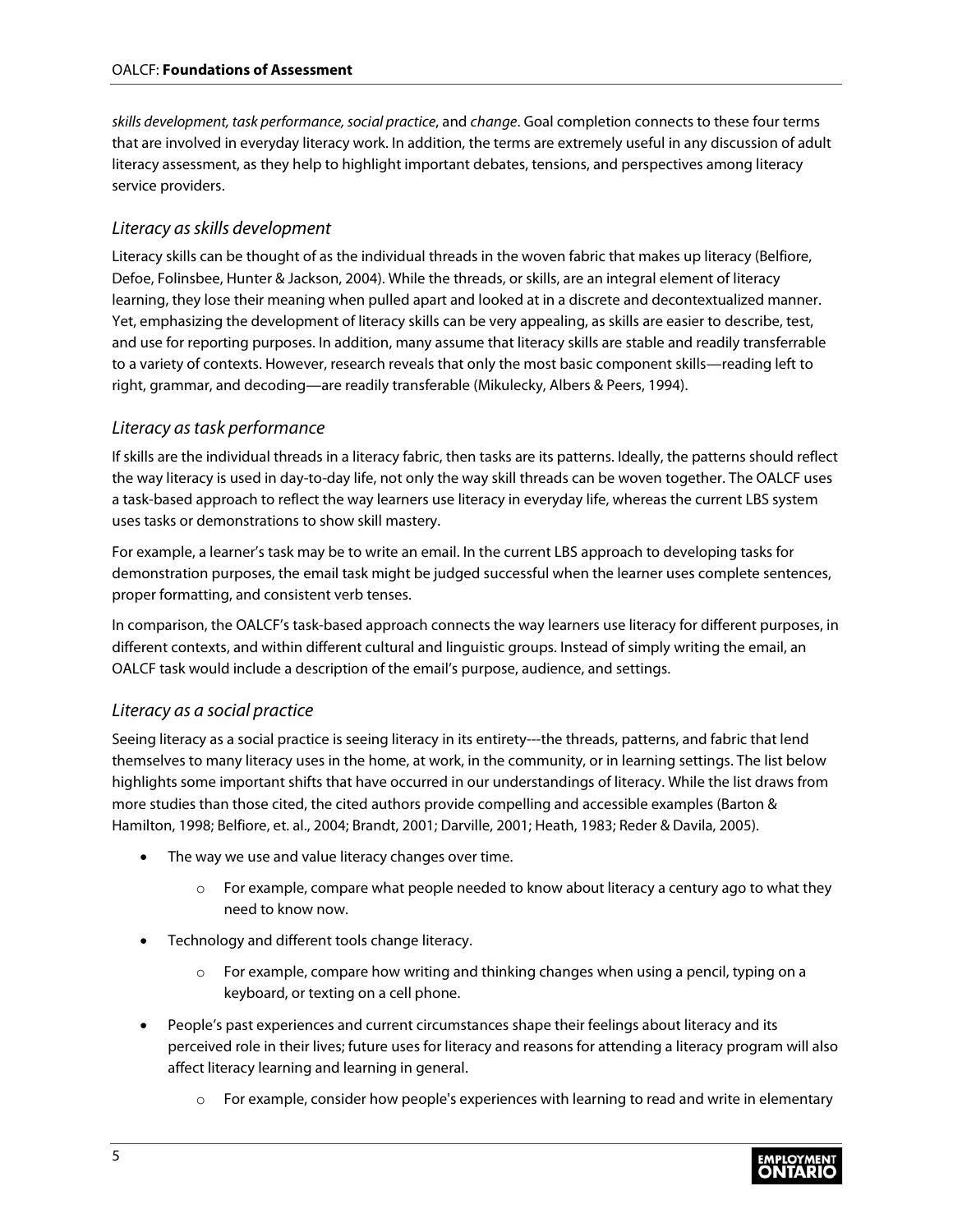*skills development, task performance, social practice*, and *change*. Goal completion connects to these four terms that are involved in everyday literacy work. In addition, the terms are extremely useful in any discussion of adult literacy assessment, as they help to highlight important debates, tensions, and perspectives among literacy service providers.

### *Literacy as skills development*

Literacy skills can be thought of as the individual threads in the woven fabric that makes up literacy (Belfiore, Defoe, Folinsbee, Hunter & Jackson, 2004). While the threads, or skills, are an integral element of literacy learning, they lose their meaning when pulled apart and looked at in a discrete and decontextualized manner. Yet, emphasizing the development of literacy skills can be very appealing, as skills are easier to describe, test, and use for reporting purposes. In addition, many assume that literacy skills are stable and readily transferrable to a variety of contexts. However, research reveals that only the most basic component skills—reading left to right, grammar, and decoding—are readily transferable (Mikulecky, Albers & Peers, 1994).

### *Literacy as task performance*

If skills are the individual threads in a literacy fabric, then tasks are its patterns. Ideally, the patterns should reflect the way literacy is used in day-to-day life, not only the way skill threads can be woven together. The OALCF uses a task-based approach to reflect the way learners use literacy in everyday life, whereas the current LBS system uses tasks or demonstrations to show skill mastery.

For example, a learner's task may be to write an email. In the current LBS approach to developing tasks for demonstration purposes, the email task might be judged successful when the learner uses complete sentences, proper formatting, and consistent verb tenses.

In comparison, the OALCF's task-based approach connects the way learners use literacy for different purposes, in different contexts, and within different cultural and linguistic groups. Instead of simply writing the email, an OALCF task would include a description of the email's purpose, audience, and settings.

### *Literacy as a social practice*

Seeing literacy as a social practice is seeing literacy in its entirety---the threads, patterns, and fabric that lend themselves to many literacy uses in the home, at work, in the community, or in learning settings. The list below highlights some important shifts that have occurred in our understandings of literacy. While the list draws from more studies than those cited, the cited authors provide compelling and accessible examples (Barton & Hamilton, 1998; Belfiore, et. al., 2004; Brandt, 2001; Darville, 2001; Heath, 1983; Reder & Davila, 2005).

- The way we use and value literacy changes over time.
  - For example, compare what people needed to know about literacy a century ago to what they need to know now.
- Technology and different tools change literacy.
  - For example, compare how writing and thinking changes when using a pencil, typing on a keyboard, or texting on a cell phone.
- People's past experiences and current circumstances shape their feelings about literacy and its perceived role in their lives; future uses for literacy and reasons for attending a literacy program will also affect literacy learning and learning in general.
  - For example, consider how people's experiences with learning to read and write in elementary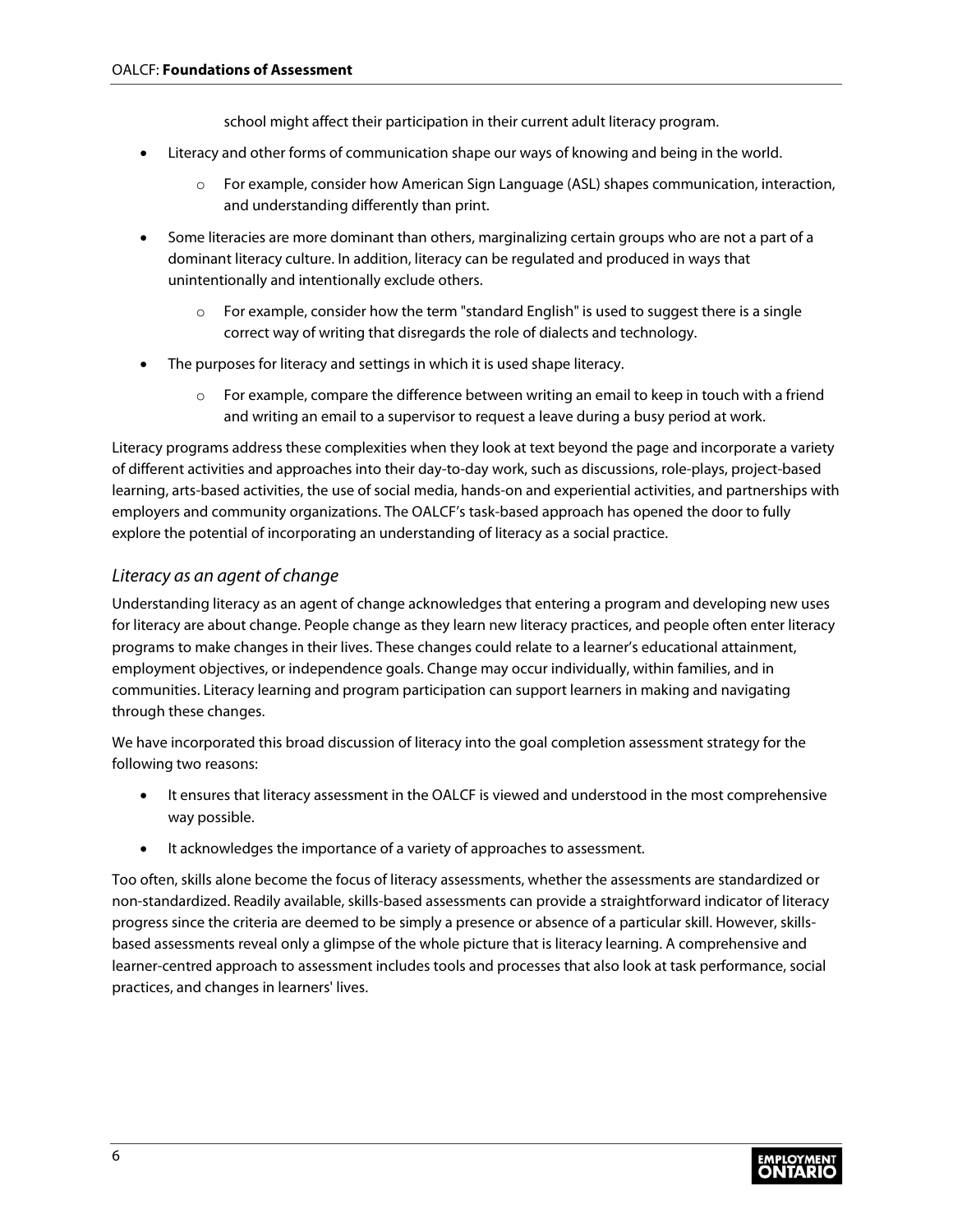school might affect their participation in their current adult literacy program.

- Literacy and other forms of communication shape our ways of knowing and being in the world.
  - For example, consider how American Sign Language (ASL) shapes communication, interaction, and understanding differently than print.
- Some literacies are more dominant than others, marginalizing certain groups who are not a part of a dominant literacy culture. In addition, literacy can be regulated and produced in ways that unintentionally and intentionally exclude others.
  - For example, consider how the term "standard English" is used to suggest there is a single correct way of writing that disregards the role of dialects and technology.
- The purposes for literacy and settings in which it is used shape literacy.
  - For example, compare the difference between writing an email to keep in touch with a friend and writing an email to a supervisor to request a leave during a busy period at work.

Literacy programs address these complexities when they look at text beyond the page and incorporate a variety of different activities and approaches into their day-to-day work, such as discussions, role-plays, project-based learning, arts-based activities, the use of social media, hands-on and experiential activities, and partnerships with employers and community organizations. The OALCF's task-based approach has opened the door to fully explore the potential of incorporating an understanding of literacy as a social practice.

### *Literacy as an agent of change*

Understanding literacy as an agent of change acknowledges that entering a program and developing new uses for literacy are about change. People change as they learn new literacy practices, and people often enter literacy programs to make changes in their lives. These changes could relate to a learner's educational attainment, employment objectives, or independence goals. Change may occur individually, within families, and in communities. Literacy learning and program participation can support learners in making and navigating through these changes.

We have incorporated this broad discussion of literacy into the goal completion assessment strategy for the following two reasons:

- It ensures that literacy assessment in the OALCF is viewed and understood in the most comprehensive way possible.
- It acknowledges the importance of a variety of approaches to assessment.

Too often, skills alone become the focus of literacy assessments, whether the assessments are standardized or non-standardized. Readily available, skills-based assessments can provide a straightforward indicator of literacy progress since the criteria are deemed to be simply a presence or absence of a particular skill. However, skills-based assessments reveal only a glimpse of the whole picture that is literacy learning. A comprehensive and learner-centred approach to assessment includes tools and processes that also look at task performance, social practices, and changes in learners' lives.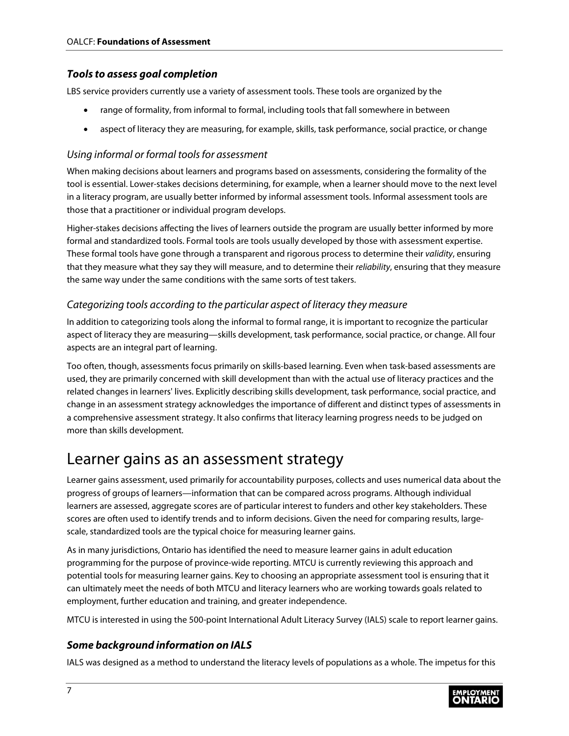### *Tools to assess goal completion*

LBS service providers currently use a variety of assessment tools. These tools are organized by the

- range of formality, from informal to formal, including tools that fall somewhere in between
- aspect of literacy they are measuring, for example, skills, task performance, social practice, or change

#### *Using informal or formal tools for assessment*

When making decisions about learners and programs based on assessments, considering the formality of the tool is essential. Lower-stakes decisions determining, for example, when a learner should move to the next level in a literacy program, are usually better informed by informal assessment tools. Informal assessment tools are those that a practitioner or individual program develops.

Higher-stakes decisions affecting the lives of learners outside the program are usually better informed by more formal and standardized tools. Formal tools are tools usually developed by those with assessment expertise. These formal tools have gone through a transparent and rigorous process to determine their *validity*, ensuring that they measure what they say they will measure, and to determine their *reliability*, ensuring that they measure the same way under the same conditions with the same sorts of test takers.

#### *Categorizing tools according to the particular aspect of literacy they measure*

In addition to categorizing tools along the informal to formal range, it is important to recognize the particular aspect of literacy they are measuring—skills development, task performance, social practice, or change. All four aspects are an integral part of learning.

Too often, though, assessments focus primarily on skills-based learning. Even when task-based assessments are used, they are primarily concerned with skill development than with the actual use of literacy practices and the related changes in learners' lives. Explicitly describing skills development, task performance, social practice, and change in an assessment strategy acknowledges the importance of different and distinct types of assessments in a comprehensive assessment strategy. It also confirms that literacy learning progress needs to be judged on more than skills development.

## Learner gains as an assessment strategy

Learner gains assessment, used primarily for accountability purposes, collects and uses numerical data about the progress of groups of learners—information that can be compared across programs. Although individual learners are assessed, aggregate scores are of particular interest to funders and other key stakeholders. These scores are often used to identify trends and to inform decisions. Given the need for comparing results, large-scale, standardized tools are the typical choice for measuring learner gains.

As in many jurisdictions, Ontario has identified the need to measure learner gains in adult education programming for the purpose of province-wide reporting. MTCU is currently reviewing this approach and potential tools for measuring learner gains. Key to choosing an appropriate assessment tool is ensuring that it can ultimately meet the needs of both MTCU and literacy learners who are working towards goals related to employment, further education and training, and greater independence.

MTCU is interested in using the 500-point International Adult Literacy Survey (IALS) scale to report learner gains.

### *Some background information on IALS*

IALS was designed as a method to understand the literacy levels of populations as a whole. The impetus for this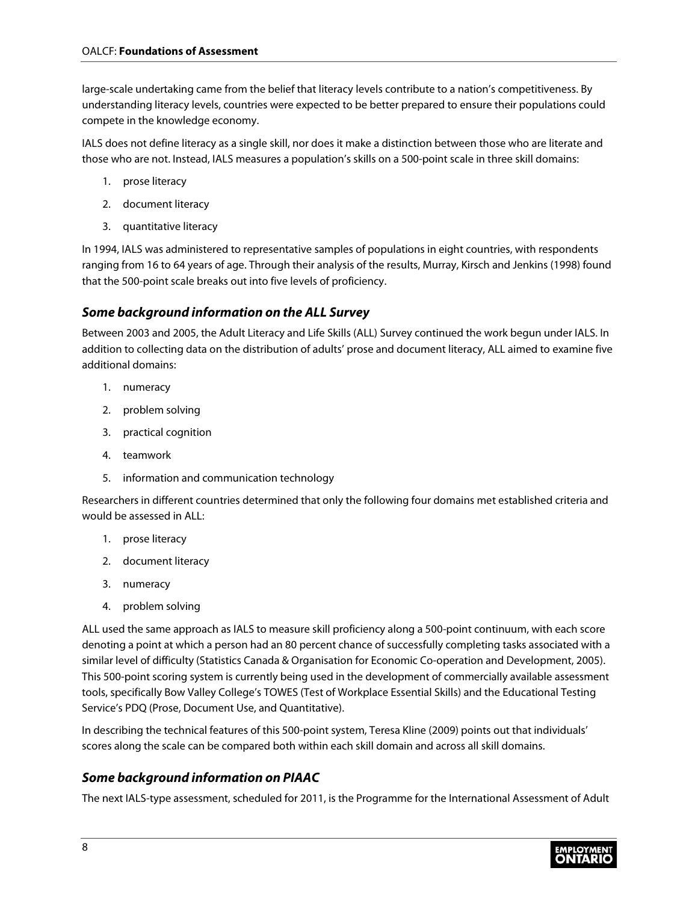large-scale undertaking came from the belief that literacy levels contribute to a nation's competitiveness. By understanding literacy levels, countries were expected to be better prepared to ensure their populations could compete in the knowledge economy.

IALS does not define literacy as a single skill, nor does it make a distinction between those who are literate and those who are not. Instead, IALS measures a population's skills on a 500-point scale in three skill domains:

1. prose literacy
2. document literacy
3. quantitative literacy

In 1994, IALS was administered to representative samples of populations in eight countries, with respondents ranging from 16 to 64 years of age. Through their analysis of the results, Murray, Kirsch and Jenkins (1998) found that the 500-point scale breaks out into five levels of proficiency.

### *Some background information on the ALL Survey*

Between 2003 and 2005, the Adult Literacy and Life Skills (ALL) Survey continued the work begun under IALS. In addition to collecting data on the distribution of adults' prose and document literacy, ALL aimed to examine five additional domains:

1. numeracy
2. problem solving
3. practical cognition
4. teamwork
5. information and communication technology

Researchers in different countries determined that only the following four domains met established criteria and would be assessed in ALL:

1. prose literacy
2. document literacy
3. numeracy
4. problem solving

ALL used the same approach as IALS to measure skill proficiency along a 500-point continuum, with each score denoting a point at which a person had an 80 percent chance of successfully completing tasks associated with a similar level of difficulty (Statistics Canada & Organisation for Economic Co-operation and Development, 2005). This 500-point scoring system is currently being used in the development of commercially available assessment tools, specifically Bow Valley College's TOWES (Test of Workplace Essential Skills) and the Educational Testing Service's PDQ (Prose, Document Use, and Quantitative).

In describing the technical features of this 500-point system, Teresa Kline (2009) points out that individuals' scores along the scale can be compared both within each skill domain and across all skill domains.

### *Some background information on PIAAC*

The next IALS-type assessment, scheduled for 2011, is the Programme for the International Assessment of Adult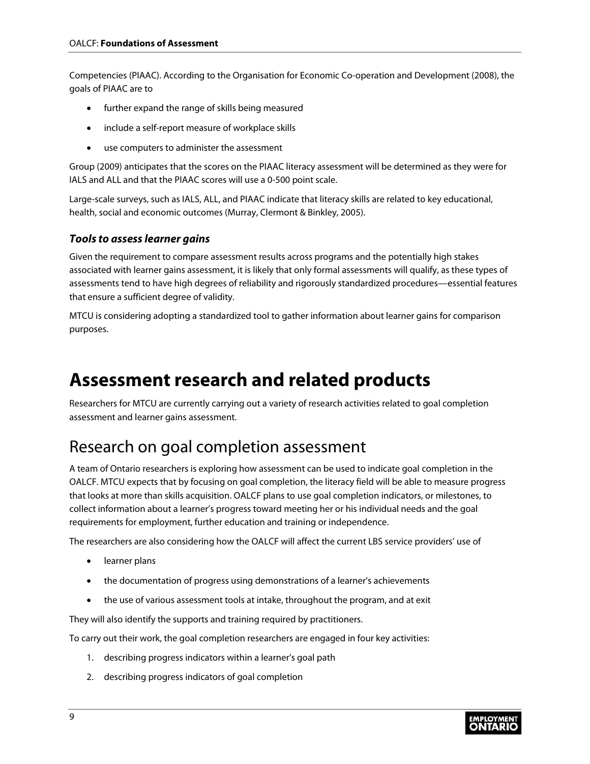Competencies (PIAAC). According to the Organisation for Economic Co-operation and Development (2008), the goals of PIAAC are to

- further expand the range of skills being measured
- include a self-report measure of workplace skills
- use computers to administer the assessment

Group (2009) anticipates that the scores on the PIAAC literacy assessment will be determined as they were for IALS and ALL and that the PIAAC scores will use a 0-500 point scale.

Large-scale surveys, such as IALS, ALL, and PIAAC indicate that literacy skills are related to key educational, health, social and economic outcomes (Murray, Clermont & Binkley, 2005).

### *Tools to assess learner gains*

Given the requirement to compare assessment results across programs and the potentially high stakes associated with learner gains assessment, it is likely that only formal assessments will qualify, as these types of assessments tend to have high degrees of reliability and rigorously standardized procedures—essential features that ensure a sufficient degree of validity.

MTCU is considering adopting a standardized tool to gather information about learner gains for comparison purposes.

# Assessment research and related products

Researchers for MTCU are currently carrying out a variety of research activities related to goal completion assessment and learner gains assessment.

## Research on goal completion assessment

A team of Ontario researchers is exploring how assessment can be used to indicate goal completion in the OALCF. MTCU expects that by focusing on goal completion, the literacy field will be able to measure progress that looks at more than skills acquisition. OALCF plans to use goal completion indicators, or milestones, to collect information about a learner's progress toward meeting her or his individual needs and the goal requirements for employment, further education and training or independence.

The researchers are also considering how the OALCF will affect the current LBS service providers' use of

- learner plans
- the documentation of progress using demonstrations of a learner's achievements
- the use of various assessment tools at intake, throughout the program, and at exit

They will also identify the supports and training required by practitioners.

To carry out their work, the goal completion researchers are engaged in four key activities:

1. describing progress indicators within a learner's goal path
2. describing progress indicators of goal completion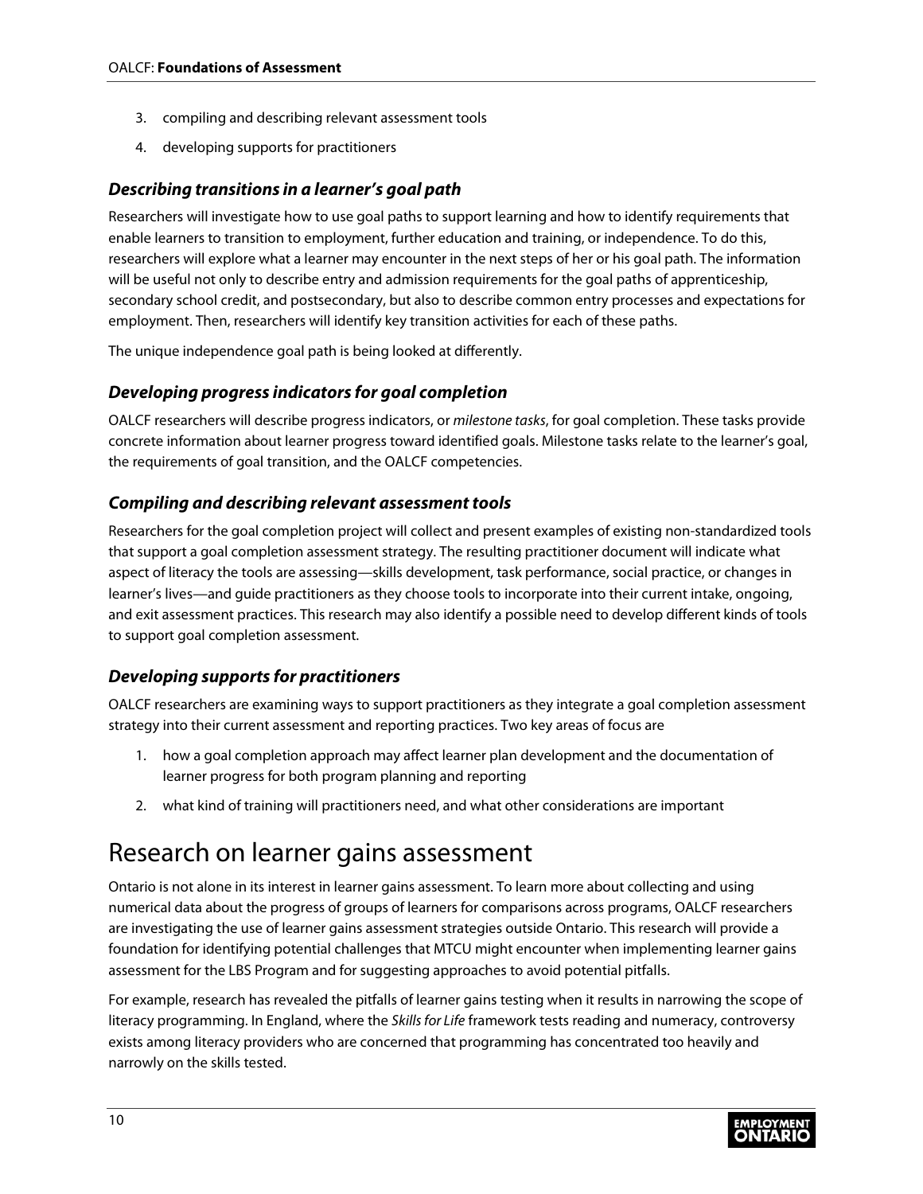3. compiling and describing relevant assessment tools
4. developing supports for practitioners

### *Describing transitions in a learner's goal path*

Researchers will investigate how to use goal paths to support learning and how to identify requirements that enable learners to transition to employment, further education and training, or independence. To do this, researchers will explore what a learner may encounter in the next steps of her or his goal path. The information will be useful not only to describe entry and admission requirements for the goal paths of apprenticeship, secondary school credit, and postsecondary, but also to describe common entry processes and expectations for employment. Then, researchers will identify key transition activities for each of these paths.

The unique independence goal path is being looked at differently.

### *Developing progress indicators for goal completion*

OALCF researchers will describe progress indicators, or *milestone tasks*, for goal completion. These tasks provide concrete information about learner progress toward identified goals. Milestone tasks relate to the learner's goal, the requirements of goal transition, and the OALCF competencies.

### *Compiling and describing relevant assessment tools*

Researchers for the goal completion project will collect and present examples of existing non-standardized tools that support a goal completion assessment strategy. The resulting practitioner document will indicate what aspect of literacy the tools are assessing—skills development, task performance, social practice, or changes in learner's lives—and guide practitioners as they choose tools to incorporate into their current intake, ongoing, and exit assessment practices. This research may also identify a possible need to develop different kinds of tools to support goal completion assessment.

### *Developing supports for practitioners*

OALCF researchers are examining ways to support practitioners as they integrate a goal completion assessment strategy into their current assessment and reporting practices. Two key areas of focus are

1. how a goal completion approach may affect learner plan development and the documentation of learner progress for both program planning and reporting
2. what kind of training will practitioners need, and what other considerations are important

## Research on learner gains assessment

Ontario is not alone in its interest in learner gains assessment. To learn more about collecting and using numerical data about the progress of groups of learners for comparisons across programs, OALCF researchers are investigating the use of learner gains assessment strategies outside Ontario. This research will provide a foundation for identifying potential challenges that MTCU might encounter when implementing learner gains assessment for the LBS Program and for suggesting approaches to avoid potential pitfalls.

For example, research has revealed the pitfalls of learner gains testing when it results in narrowing the scope of literacy programming. In England, where the *Skills for Life* framework tests reading and numeracy, controversy exists among literacy providers who are concerned that programming has concentrated too heavily and narrowly on the skills tested.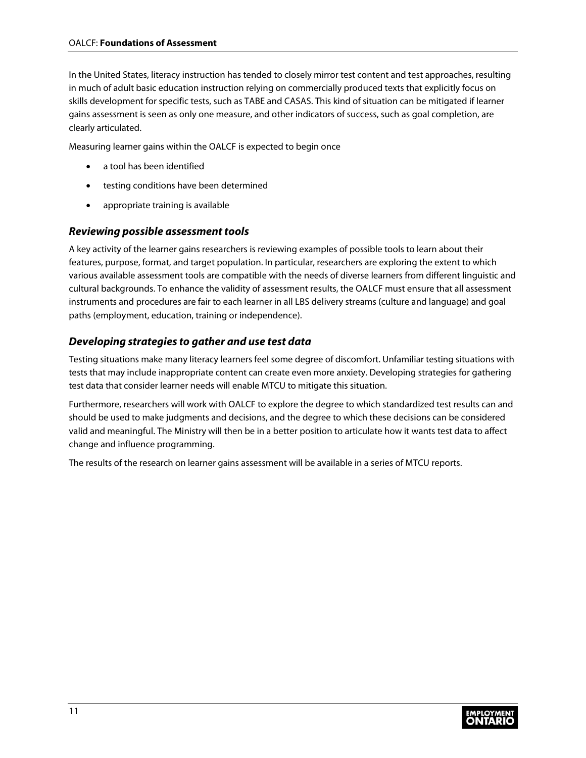In the United States, literacy instruction has tended to closely mirror test content and test approaches, resulting in much of adult basic education instruction relying on commercially produced texts that explicitly focus on skills development for specific tests, such as TABE and CASAS. This kind of situation can be mitigated if learner gains assessment is seen as only one measure, and other indicators of success, such as goal completion, are clearly articulated.

Measuring learner gains within the OALCF is expected to begin once

- a tool has been identified
- testing conditions have been determined
- appropriate training is available

### *Reviewing possible assessment tools*

A key activity of the learner gains researchers is reviewing examples of possible tools to learn about their features, purpose, format, and target population. In particular, researchers are exploring the extent to which various available assessment tools are compatible with the needs of diverse learners from different linguistic and cultural backgrounds. To enhance the validity of assessment results, the OALCF must ensure that all assessment instruments and procedures are fair to each learner in all LBS delivery streams (culture and language) and goal paths (employment, education, training or independence).

### *Developing strategies to gather and use test data*

Testing situations make many literacy learners feel some degree of discomfort. Unfamiliar testing situations with tests that may include inappropriate content can create even more anxiety. Developing strategies for gathering test data that consider learner needs will enable MTCU to mitigate this situation.

Furthermore, researchers will work with OALCF to explore the degree to which standardized test results can and should be used to make judgments and decisions, and the degree to which these decisions can be considered valid and meaningful. The Ministry will then be in a better position to articulate how it wants test data to affect change and influence programming.

The results of the research on learner gains assessment will be available in a series of MTCU reports.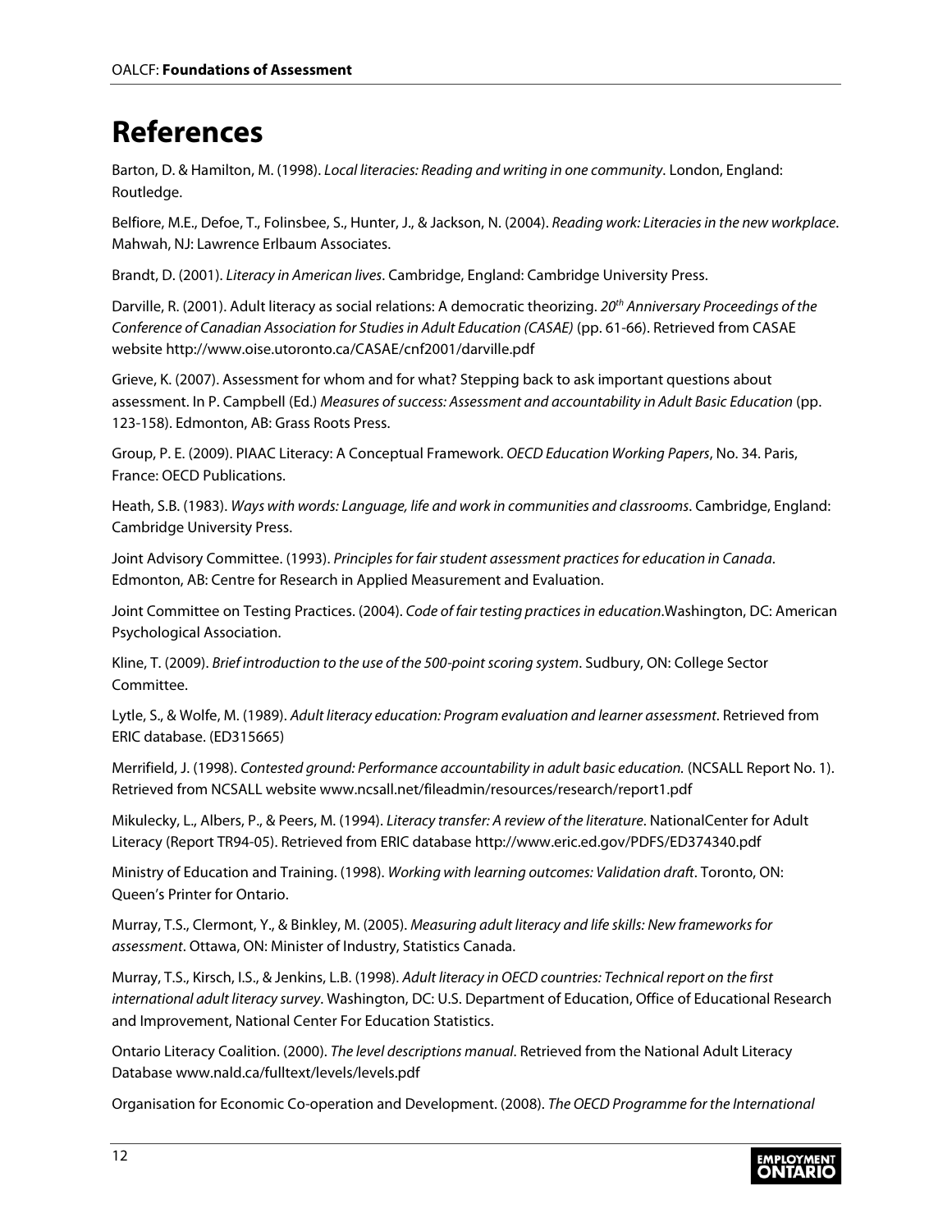# References

Barton, D. & Hamilton, M. (1998). *Local literacies: Reading and writing in one community*. London, England: Routledge.

Belfiore, M.E., Defoe, T., Folinsbee, S., Hunter, J., & Jackson, N. (2004). *Reading work: Literacies in the new workplace*. Mahwah, NJ: Lawrence Erlbaum Associates.

Brandt, D. (2001). *Literacy in American lives*. Cambridge, England: Cambridge University Press.

Darville, R. (2001). Adult literacy as social relations: A democratic theorizing. *20th Anniversary Proceedings of the Conference of Canadian Association for Studies in Adult Education (CASAE)* (pp. 61-66). Retrieved from CASAE website http://www.oise.utoronto.ca/CASAE/cnf2001/darville.pdf

Grieve, K. (2007). Assessment for whom and for what? Stepping back to ask important questions about assessment. In P. Campbell (Ed.) *Measures of success: Assessment and accountability in Adult Basic Education* (pp. 123-158). Edmonton, AB: Grass Roots Press.

Group, P. E. (2009). PIAAC Literacy: A Conceptual Framework. *OECD Education Working Papers*, No. 34. Paris, France: OECD Publications.

Heath, S.B. (1983). *Ways with words: Language, life and work in communities and classrooms*. Cambridge, England: Cambridge University Press.

Joint Advisory Committee. (1993). *Principles for fair student assessment practices for education in Canada*. Edmonton, AB: Centre for Research in Applied Measurement and Evaluation.

Joint Committee on Testing Practices. (2004). *Code of fair testing practices in education*.Washington, DC: American Psychological Association.

Kline, T. (2009). *Brief introduction to the use of the 500-point scoring system*. Sudbury, ON: College Sector Committee.

Lytle, S., & Wolfe, M. (1989). *Adult literacy education: Program evaluation and learner assessment*. Retrieved from ERIC database. (ED315665)

Merrifield, J. (1998). *Contested ground: Performance accountability in adult basic education.* (NCSALL Report No. 1). Retrieved from NCSALL website www.ncsall.net/fileadmin/resources/research/report1.pdf

Mikulecky, L., Albers, P., & Peers, M. (1994). *Literacy transfer: A review of the literature*. NationalCenter for Adult Literacy (Report TR94-05). Retrieved from ERIC database http://www.eric.ed.gov/PDFS/ED374340.pdf

Ministry of Education and Training. (1998). *Working with learning outcomes: Validation draft*. Toronto, ON: Queen's Printer for Ontario.

Murray, T.S., Clermont, Y., & Binkley, M. (2005). *Measuring adult literacy and life skills: New frameworks for assessment*. Ottawa, ON: Minister of Industry, Statistics Canada.

Murray, T.S., Kirsch, I.S., & Jenkins, L.B. (1998). *Adult literacy in OECD countries: Technical report on the first international adult literacy survey*. Washington, DC: U.S. Department of Education, Office of Educational Research and Improvement, National Center For Education Statistics.

Ontario Literacy Coalition. (2000). *The level descriptions manual*. Retrieved from the National Adult Literacy Database www.nald.ca/fulltext/levels/levels.pdf

Organisation for Economic Co-operation and Development. (2008). *The OECD Programme for the International*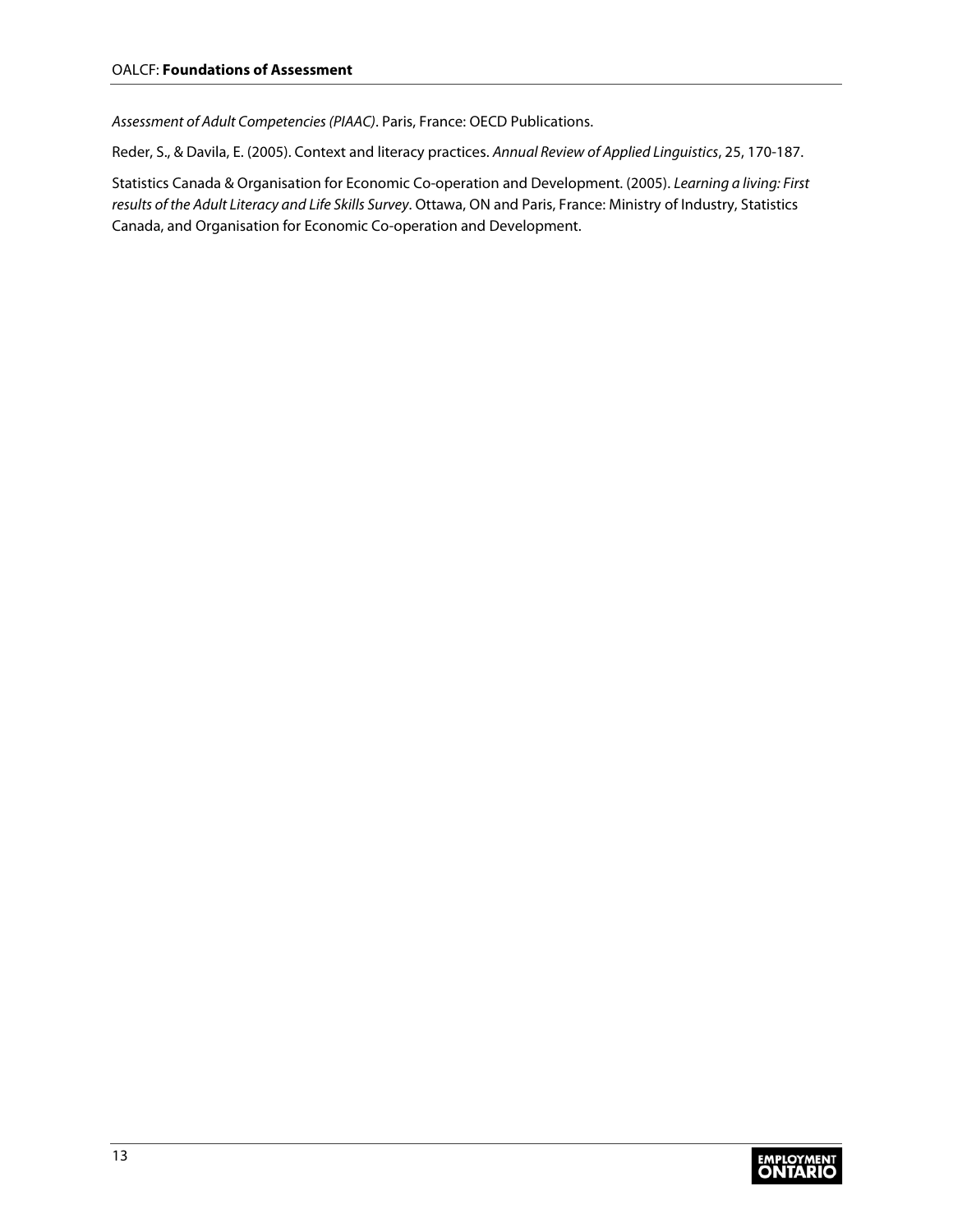*Assessment of Adult Competencies (PIAAC)*. Paris, France: OECD Publications.

Reder, S., & Davila, E. (2005). Context and literacy practices. *Annual Review of Applied Linguistics*, 25, 170-187.

Statistics Canada & Organisation for Economic Co-operation and Development. (2005). *Learning a living: First results of the Adult Literacy and Life Skills Survey*. Ottawa, ON and Paris, France: Ministry of Industry, Statistics Canada, and Organisation for Economic Co-operation and Development.